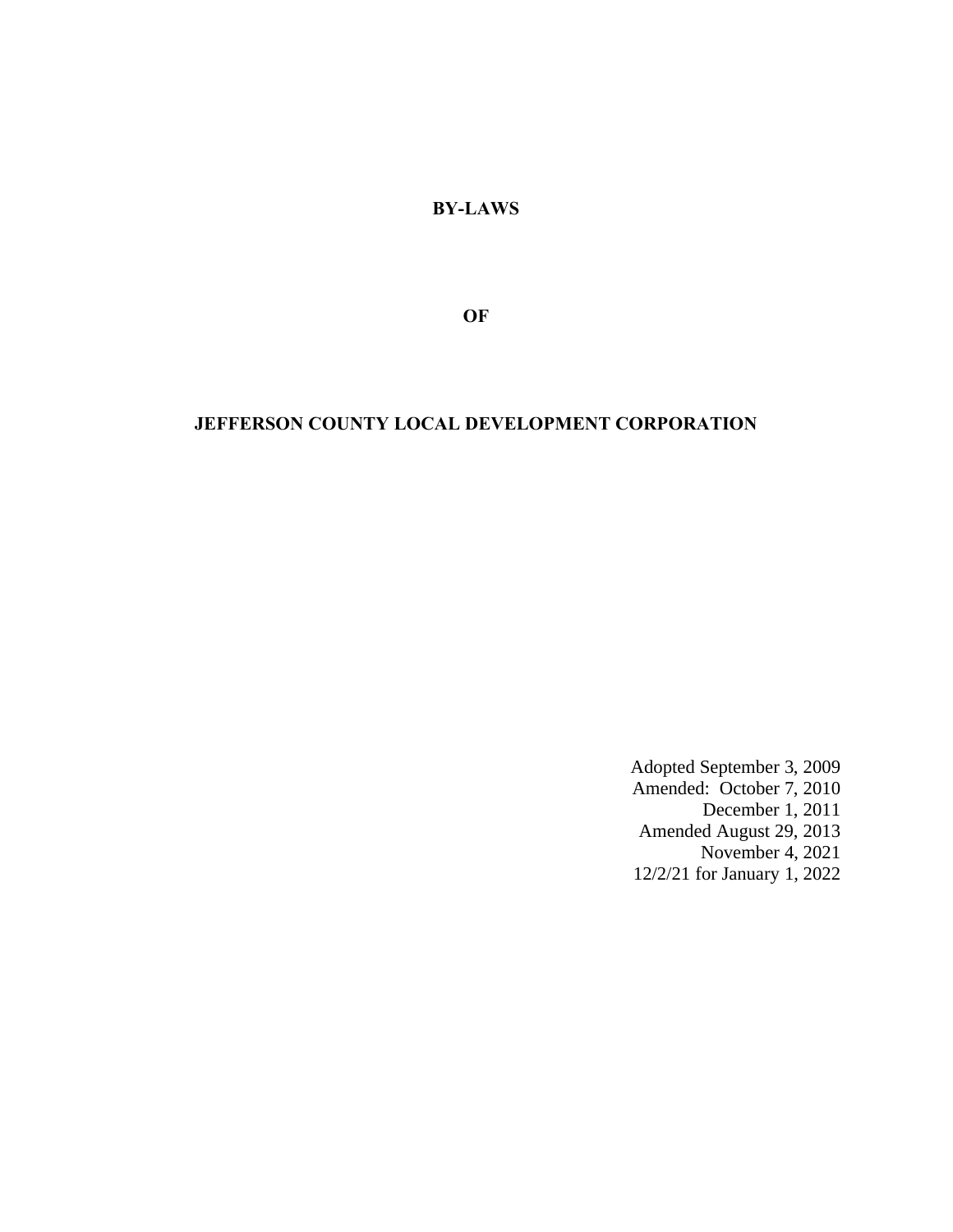# BY-LAWS

# OF

# JEFFERSON COUNTY LOCAL DEVELOPMENT CORPORATION

Adopted September 3, 2009  
Amended: October 7, 2010  
December 1, 2011  
Amended August 29, 2013  
November 4, 2021  
12/2/21 for January 1, 2022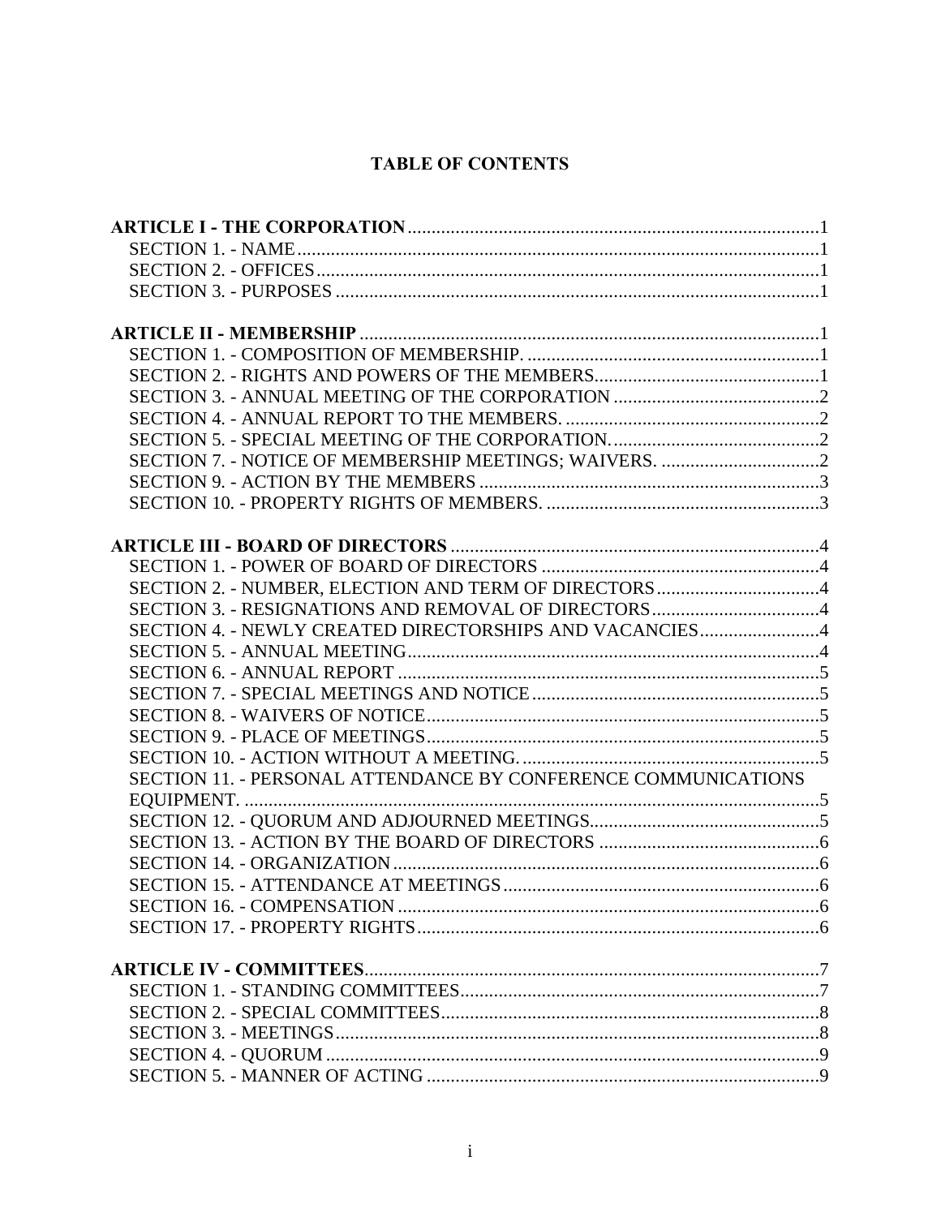# TABLE OF CONTENTS

**ARTICLE I - THE CORPORATION** .....1
- SECTION 1. - NAME .....1
- SECTION 2. - OFFICES .....1
- SECTION 3. - PURPOSES .....1

**ARTICLE II - MEMBERSHIP** .....1
- SECTION 1. - COMPOSITION OF MEMBERSHIP. .....1
- SECTION 2. - RIGHTS AND POWERS OF THE MEMBERS .....1
- SECTION 3. - ANNUAL MEETING OF THE CORPORATION .....2
- SECTION 4. - ANNUAL REPORT TO THE MEMBERS. .....2
- SECTION 5. - SPECIAL MEETING OF THE CORPORATION. .....2
- SECTION 7. - NOTICE OF MEMBERSHIP MEETINGS; WAIVERS. .....2
- SECTION 9. - ACTION BY THE MEMBERS .....3
- SECTION 10. - PROPERTY RIGHTS OF MEMBERS. .....3

**ARTICLE III - BOARD OF DIRECTORS** .....4
- SECTION 1. - POWER OF BOARD OF DIRECTORS .....4
- SECTION 2. - NUMBER, ELECTION AND TERM OF DIRECTORS .....4
- SECTION 3. - RESIGNATIONS AND REMOVAL OF DIRECTORS .....4
- SECTION 4. - NEWLY CREATED DIRECTORSHIPS AND VACANCIES .....4
- SECTION 5. - ANNUAL MEETING .....4
- SECTION 6. - ANNUAL REPORT .....5
- SECTION 7. - SPECIAL MEETINGS AND NOTICE .....5
- SECTION 8. - WAIVERS OF NOTICE .....5
- SECTION 9. - PLACE OF MEETINGS .....5
- SECTION 10. - ACTION WITHOUT A MEETING. .....5
- SECTION 11. - PERSONAL ATTENDANCE BY CONFERENCE COMMUNICATIONS EQUIPMENT. .....5
- SECTION 12. - QUORUM AND ADJOURNED MEETINGS .....5
- SECTION 13. - ACTION BY THE BOARD OF DIRECTORS .....6
- SECTION 14. - ORGANIZATION .....6
- SECTION 15. - ATTENDANCE AT MEETINGS .....6
- SECTION 16. - COMPENSATION .....6
- SECTION 17. - PROPERTY RIGHTS .....6

**ARTICLE IV - COMMITTEES** .....7
- SECTION 1. - STANDING COMMITTEES .....7
- SECTION 2. - SPECIAL COMMITTEES .....8
- SECTION 3. - MEETINGS .....8
- SECTION 4. - QUORUM .....9
- SECTION 5. - MANNER OF ACTING .....9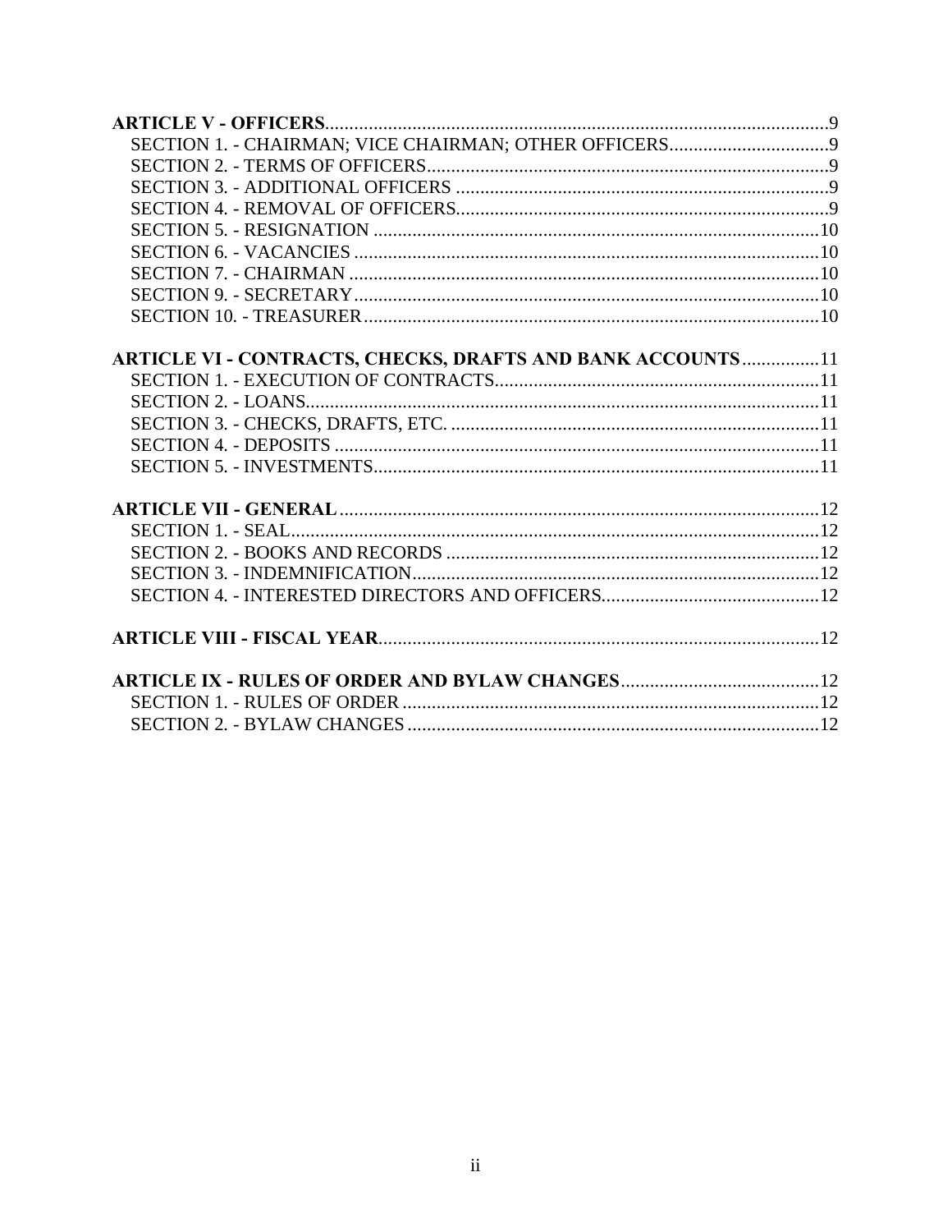**ARTICLE V - OFFICERS**......9

SECTION 1. - CHAIRMAN; VICE CHAIRMAN; OTHER OFFICERS......9

SECTION 2. - TERMS OF OFFICERS......9

SECTION 3. - ADDITIONAL OFFICERS......9

SECTION 4. - REMOVAL OF OFFICERS......9

SECTION 5. - RESIGNATION......10

SECTION 6. - VACANCIES......10

SECTION 7. - CHAIRMAN......10

SECTION 9. - SECRETARY......10

SECTION 10. - TREASURER......10

**ARTICLE VI - CONTRACTS, CHECKS, DRAFTS AND BANK ACCOUNTS**......11

SECTION 1. - EXECUTION OF CONTRACTS......11

SECTION 2. - LOANS......11

SECTION 3. - CHECKS, DRAFTS, ETC. ......11

SECTION 4. - DEPOSITS......11

SECTION 5. - INVESTMENTS......11

**ARTICLE VII - GENERAL**......12

SECTION 1. - SEAL......12

SECTION 2. - BOOKS AND RECORDS......12

SECTION 3. - INDEMNIFICATION......12

SECTION 4. - INTERESTED DIRECTORS AND OFFICERS......12

**ARTICLE VIII - FISCAL YEAR**......12

**ARTICLE IX - RULES OF ORDER AND BYLAW CHANGES**......12

SECTION 1. - RULES OF ORDER......12

SECTION 2. - BYLAW CHANGES......12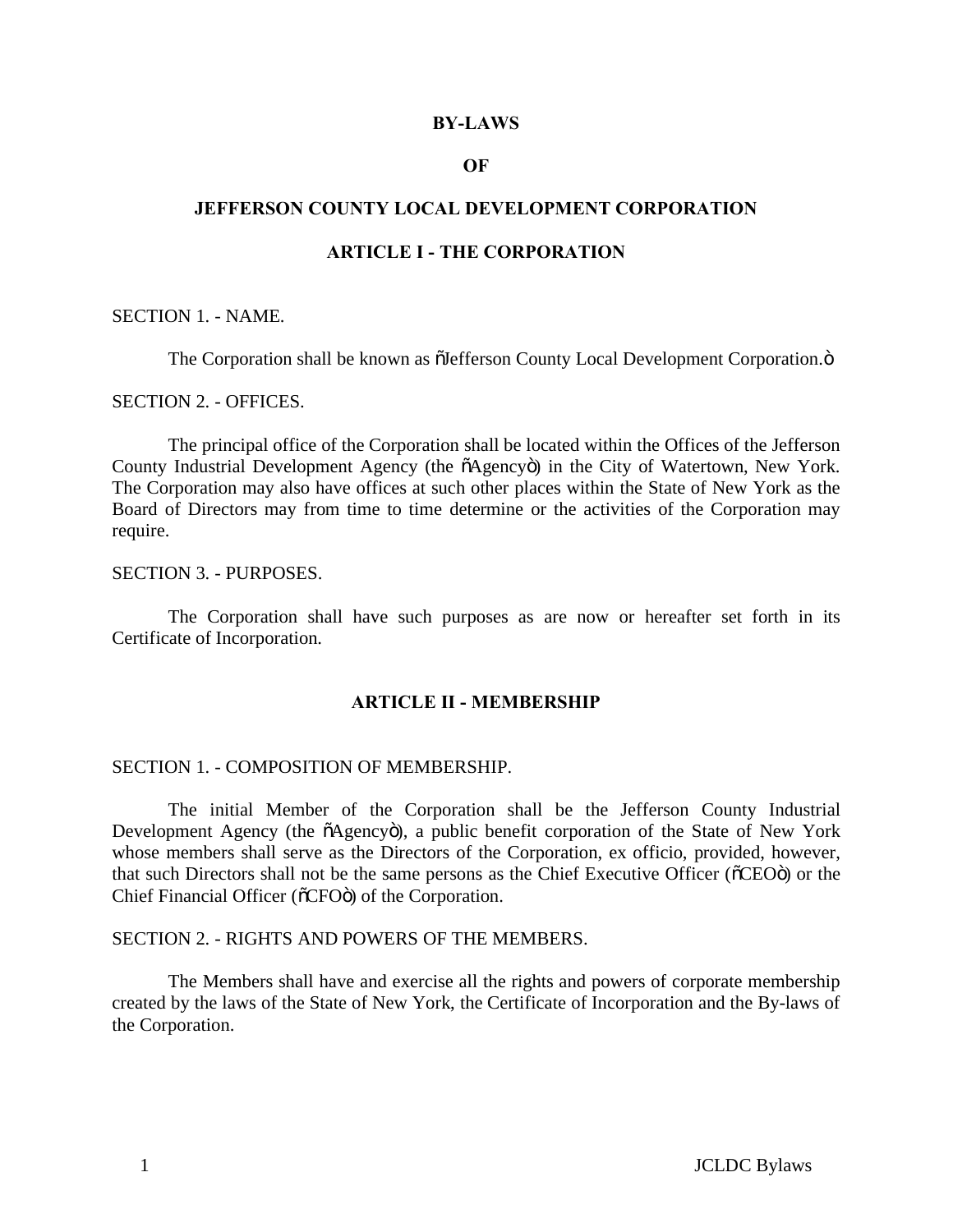# BY-LAWS

# OF

# JEFFERSON COUNTY LOCAL DEVELOPMENT CORPORATION

## ARTICLE I - THE CORPORATION

SECTION 1. - NAME.

The Corporation shall be known as "Jefferson County Local Development Corporation."

SECTION 2. - OFFICES.

The principal office of the Corporation shall be located within the Offices of the Jefferson County Industrial Development Agency (the "Agency") in the City of Watertown, New York. The Corporation may also have offices at such other places within the State of New York as the Board of Directors may from time to time determine or the activities of the Corporation may require.

SECTION 3. - PURPOSES.

The Corporation shall have such purposes as are now or hereafter set forth in its Certificate of Incorporation.

## ARTICLE II - MEMBERSHIP

SECTION 1. - COMPOSITION OF MEMBERSHIP.

The initial Member of the Corporation shall be the Jefferson County Industrial Development Agency (the "Agency"), a public benefit corporation of the State of New York whose members shall serve as the Directors of the Corporation, ex officio, provided, however, that such Directors shall not be the same persons as the Chief Executive Officer ("CEO") or the Chief Financial Officer ("CFO") of the Corporation.

SECTION 2. - RIGHTS AND POWERS OF THE MEMBERS.

The Members shall have and exercise all the rights and powers of corporate membership created by the laws of the State of New York, the Certificate of Incorporation and the By-laws of the Corporation.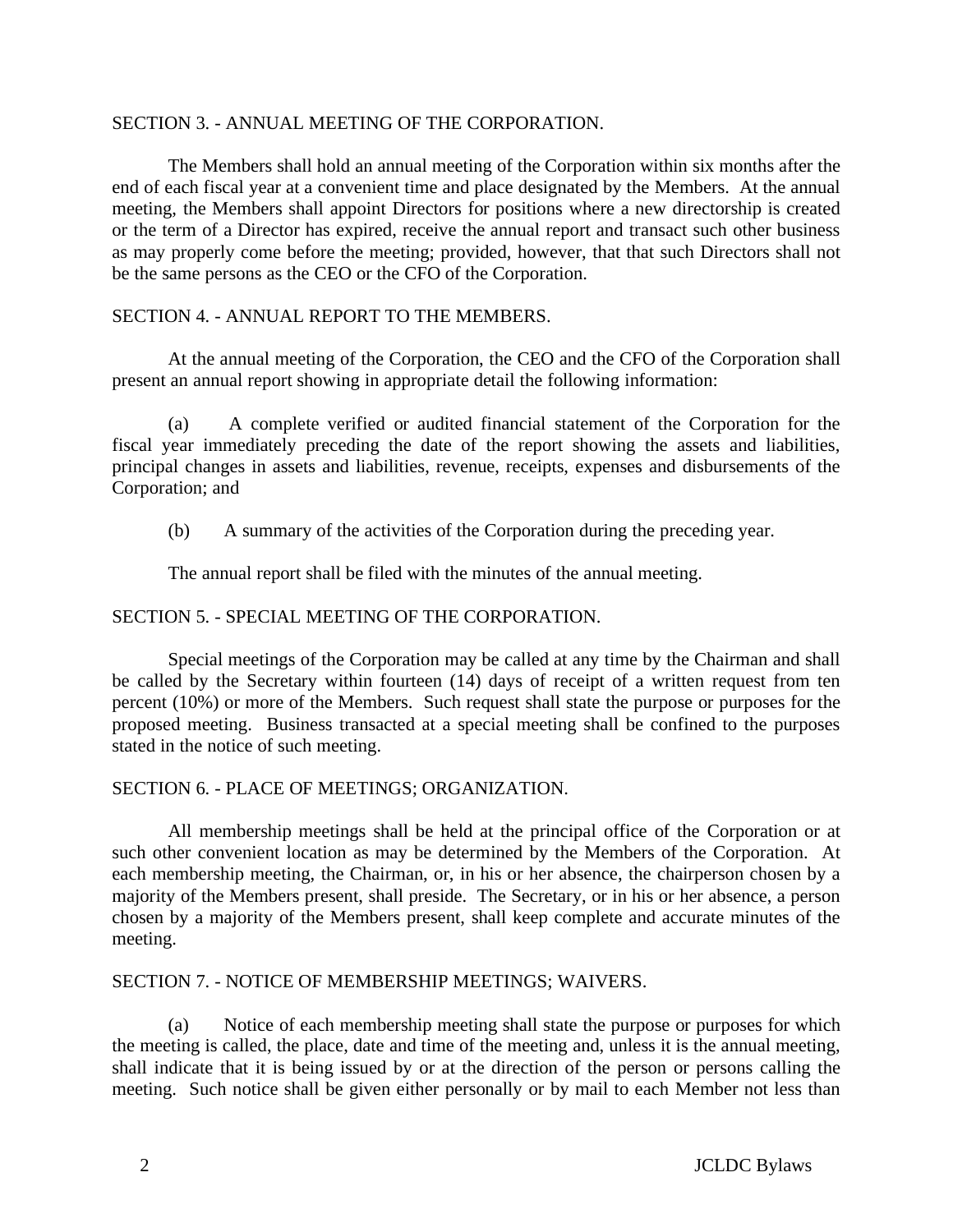SECTION 3. - ANNUAL MEETING OF THE CORPORATION.

The Members shall hold an annual meeting of the Corporation within six months after the end of each fiscal year at a convenient time and place designated by the Members. At the annual meeting, the Members shall appoint Directors for positions where a new directorship is created or the term of a Director has expired, receive the annual report and transact such other business as may properly come before the meeting; provided, however, that that such Directors shall not be the same persons as the CEO or the CFO of the Corporation.

SECTION 4. - ANNUAL REPORT TO THE MEMBERS.

At the annual meeting of the Corporation, the CEO and the CFO of the Corporation shall present an annual report showing in appropriate detail the following information:

(a) A complete verified or audited financial statement of the Corporation for the fiscal year immediately preceding the date of the report showing the assets and liabilities, principal changes in assets and liabilities, revenue, receipts, expenses and disbursements of the Corporation; and

(b) A summary of the activities of the Corporation during the preceding year.

The annual report shall be filed with the minutes of the annual meeting.

SECTION 5. - SPECIAL MEETING OF THE CORPORATION.

Special meetings of the Corporation may be called at any time by the Chairman and shall be called by the Secretary within fourteen (14) days of receipt of a written request from ten percent (10%) or more of the Members. Such request shall state the purpose or purposes for the proposed meeting. Business transacted at a special meeting shall be confined to the purposes stated in the notice of such meeting.

SECTION 6. - PLACE OF MEETINGS; ORGANIZATION.

All membership meetings shall be held at the principal office of the Corporation or at such other convenient location as may be determined by the Members of the Corporation. At each membership meeting, the Chairman, or, in his or her absence, the chairperson chosen by a majority of the Members present, shall preside. The Secretary, or in his or her absence, a person chosen by a majority of the Members present, shall keep complete and accurate minutes of the meeting.

SECTION 7. - NOTICE OF MEMBERSHIP MEETINGS; WAIVERS.

(a) Notice of each membership meeting shall state the purpose or purposes for which the meeting is called, the place, date and time of the meeting and, unless it is the annual meeting, shall indicate that it is being issued by or at the direction of the person or persons calling the meeting. Such notice shall be given either personally or by mail to each Member not less than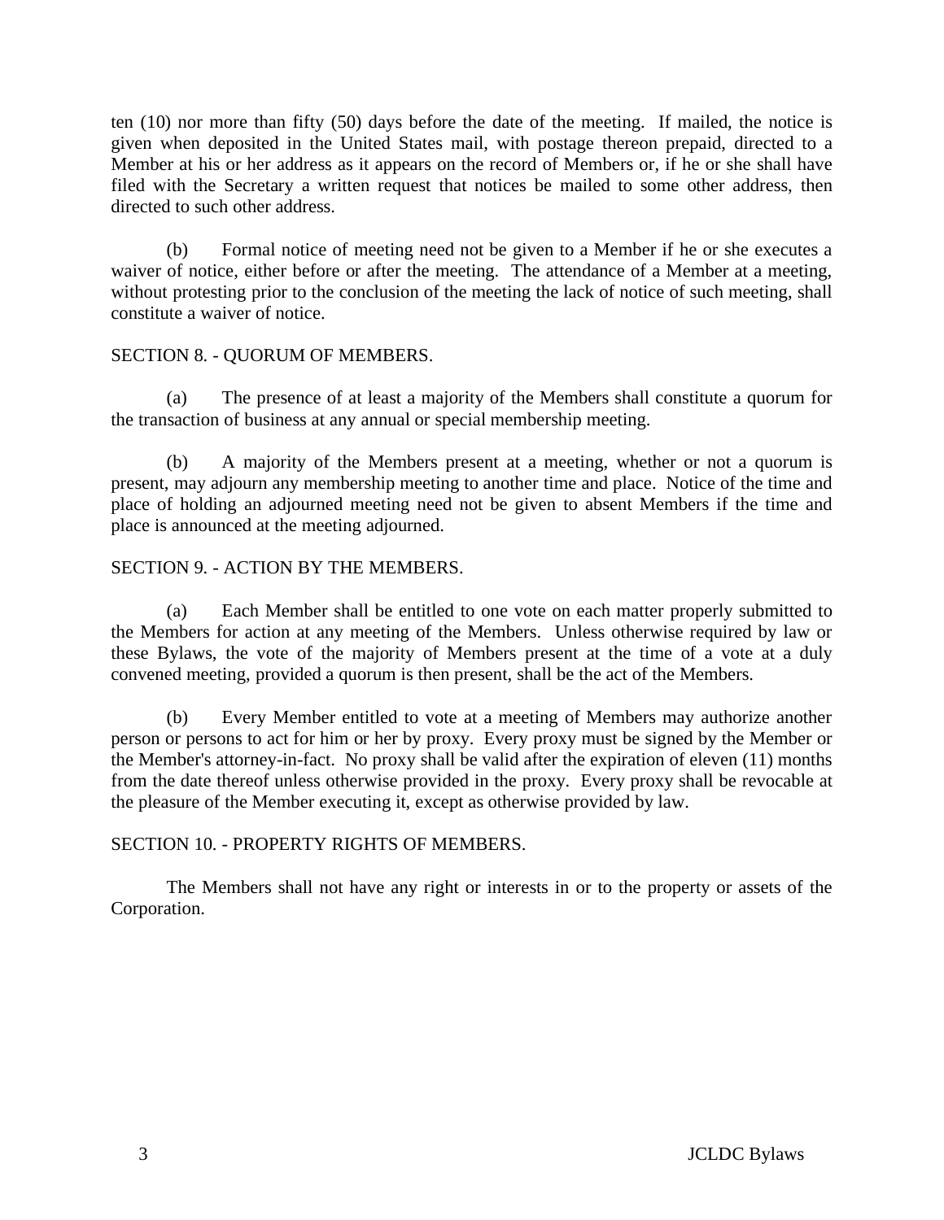ten (10) nor more than fifty (50) days before the date of the meeting. If mailed, the notice is given when deposited in the United States mail, with postage thereon prepaid, directed to a Member at his or her address as it appears on the record of Members or, if he or she shall have filed with the Secretary a written request that notices be mailed to some other address, then directed to such other address.

(b) Formal notice of meeting need not be given to a Member if he or she executes a waiver of notice, either before or after the meeting. The attendance of a Member at a meeting, without protesting prior to the conclusion of the meeting the lack of notice of such meeting, shall constitute a waiver of notice.

SECTION 8. - QUORUM OF MEMBERS.

(a) The presence of at least a majority of the Members shall constitute a quorum for the transaction of business at any annual or special membership meeting.

(b) A majority of the Members present at a meeting, whether or not a quorum is present, may adjourn any membership meeting to another time and place. Notice of the time and place of holding an adjourned meeting need not be given to absent Members if the time and place is announced at the meeting adjourned.

SECTION 9. - ACTION BY THE MEMBERS.

(a) Each Member shall be entitled to one vote on each matter properly submitted to the Members for action at any meeting of the Members. Unless otherwise required by law or these Bylaws, the vote of the majority of Members present at the time of a vote at a duly convened meeting, provided a quorum is then present, shall be the act of the Members.

(b) Every Member entitled to vote at a meeting of Members may authorize another person or persons to act for him or her by proxy. Every proxy must be signed by the Member or the Member's attorney-in-fact. No proxy shall be valid after the expiration of eleven (11) months from the date thereof unless otherwise provided in the proxy. Every proxy shall be revocable at the pleasure of the Member executing it, except as otherwise provided by law.

SECTION 10. - PROPERTY RIGHTS OF MEMBERS.

The Members shall not have any right or interests in or to the property or assets of the Corporation.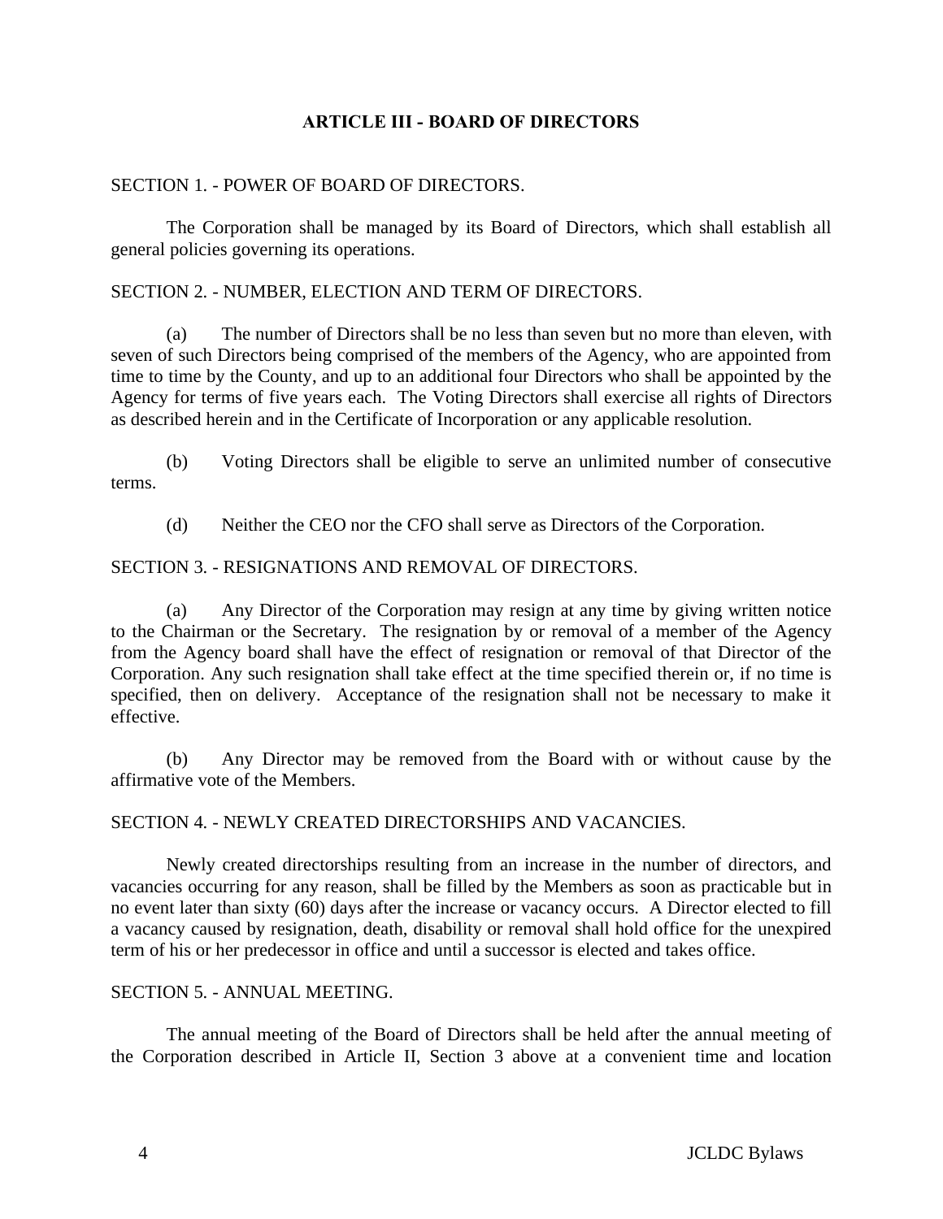## ARTICLE III - BOARD OF DIRECTORS

SECTION 1. - POWER OF BOARD OF DIRECTORS.

The Corporation shall be managed by its Board of Directors, which shall establish all general policies governing its operations.

SECTION 2. - NUMBER, ELECTION AND TERM OF DIRECTORS.

(a) The number of Directors shall be no less than seven but no more than eleven, with seven of such Directors being comprised of the members of the Agency, who are appointed from time to time by the County, and up to an additional four Directors who shall be appointed by the Agency for terms of five years each. The Voting Directors shall exercise all rights of Directors as described herein and in the Certificate of Incorporation or any applicable resolution.

(b) Voting Directors shall be eligible to serve an unlimited number of consecutive terms.

(d) Neither the CEO nor the CFO shall serve as Directors of the Corporation.

SECTION 3. - RESIGNATIONS AND REMOVAL OF DIRECTORS.

(a) Any Director of the Corporation may resign at any time by giving written notice to the Chairman or the Secretary. The resignation by or removal of a member of the Agency from the Agency board shall have the effect of resignation or removal of that Director of the Corporation. Any such resignation shall take effect at the time specified therein or, if no time is specified, then on delivery. Acceptance of the resignation shall not be necessary to make it effective.

(b) Any Director may be removed from the Board with or without cause by the affirmative vote of the Members.

SECTION 4. - NEWLY CREATED DIRECTORSHIPS AND VACANCIES.

Newly created directorships resulting from an increase in the number of directors, and vacancies occurring for any reason, shall be filled by the Members as soon as practicable but in no event later than sixty (60) days after the increase or vacancy occurs. A Director elected to fill a vacancy caused by resignation, death, disability or removal shall hold office for the unexpired term of his or her predecessor in office and until a successor is elected and takes office.

SECTION 5. - ANNUAL MEETING.

The annual meeting of the Board of Directors shall be held after the annual meeting of the Corporation described in Article II, Section 3 above at a convenient time and location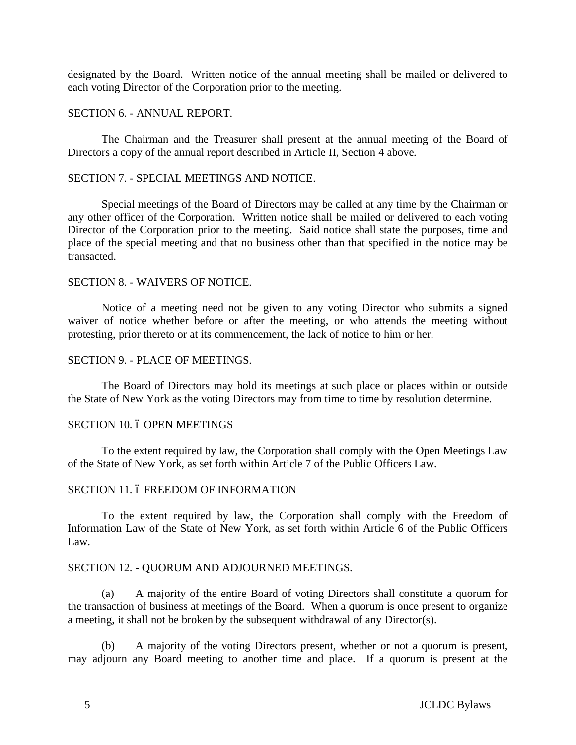designated by the Board. Written notice of the annual meeting shall be mailed or delivered to each voting Director of the Corporation prior to the meeting.

SECTION 6. - ANNUAL REPORT.

The Chairman and the Treasurer shall present at the annual meeting of the Board of Directors a copy of the annual report described in Article II, Section 4 above.

SECTION 7. - SPECIAL MEETINGS AND NOTICE.

Special meetings of the Board of Directors may be called at any time by the Chairman or any other officer of the Corporation. Written notice shall be mailed or delivered to each voting Director of the Corporation prior to the meeting. Said notice shall state the purposes, time and place of the special meeting and that no business other than that specified in the notice may be transacted.

SECTION 8. - WAIVERS OF NOTICE.

Notice of a meeting need not be given to any voting Director who submits a signed waiver of notice whether before or after the meeting, or who attends the meeting without protesting, prior thereto or at its commencement, the lack of notice to him or her.

SECTION 9. - PLACE OF MEETINGS.

The Board of Directors may hold its meetings at such place or places within or outside the State of New York as the voting Directors may from time to time by resolution determine.

SECTION 10. – OPEN MEETINGS

To the extent required by law, the Corporation shall comply with the Open Meetings Law of the State of New York, as set forth within Article 7 of the Public Officers Law.

SECTION 11. – FREEDOM OF INFORMATION

To the extent required by law, the Corporation shall comply with the Freedom of Information Law of the State of New York, as set forth within Article 6 of the Public Officers Law.

SECTION 12. - QUORUM AND ADJOURNED MEETINGS.

(a) A majority of the entire Board of voting Directors shall constitute a quorum for the transaction of business at meetings of the Board. When a quorum is once present to organize a meeting, it shall not be broken by the subsequent withdrawal of any Director(s).

(b) A majority of the voting Directors present, whether or not a quorum is present, may adjourn any Board meeting to another time and place. If a quorum is present at the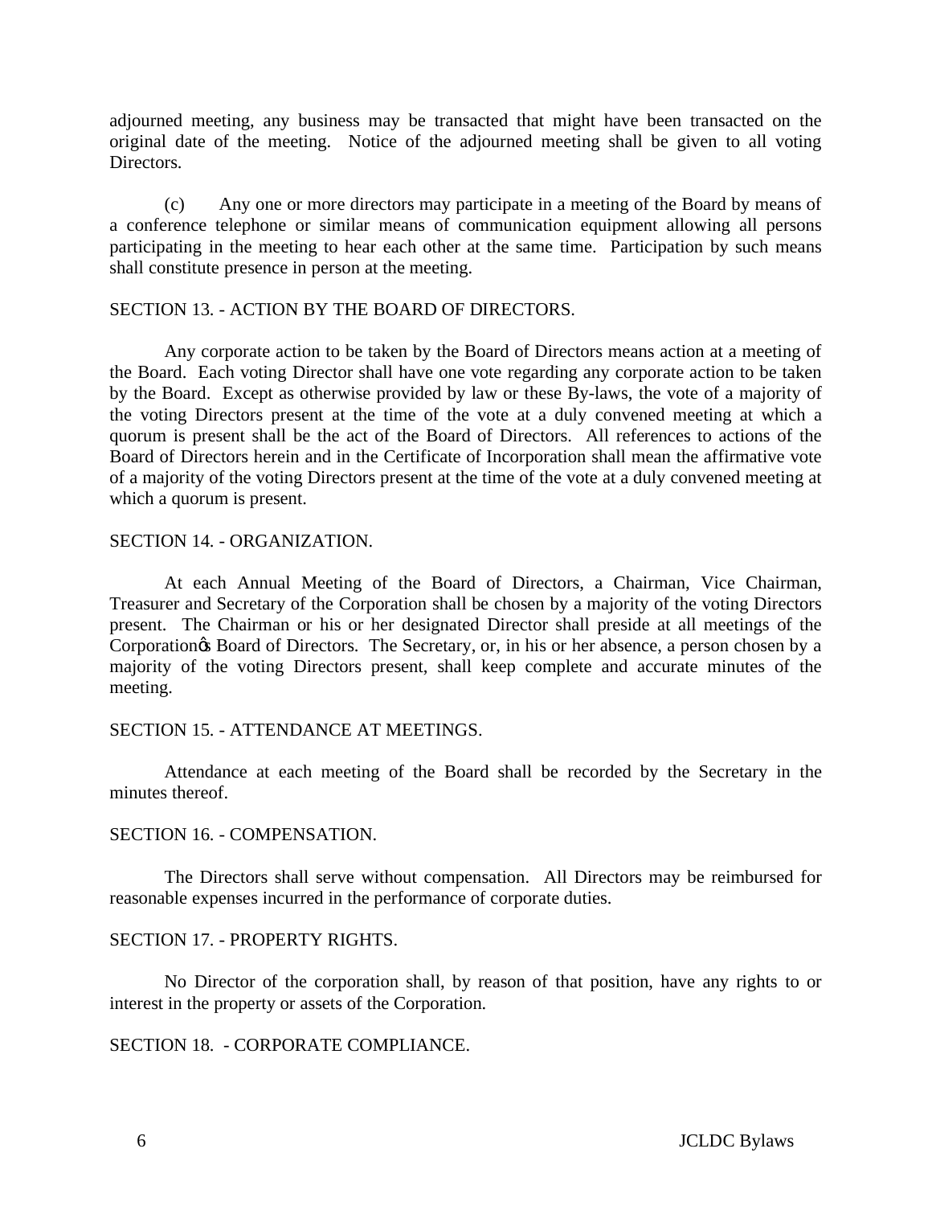adjourned meeting, any business may be transacted that might have been transacted on the original date of the meeting. Notice of the adjourned meeting shall be given to all voting Directors.

(c) Any one or more directors may participate in a meeting of the Board by means of a conference telephone or similar means of communication equipment allowing all persons participating in the meeting to hear each other at the same time. Participation by such means shall constitute presence in person at the meeting.

SECTION 13. - ACTION BY THE BOARD OF DIRECTORS.

Any corporate action to be taken by the Board of Directors means action at a meeting of the Board. Each voting Director shall have one vote regarding any corporate action to be taken by the Board. Except as otherwise provided by law or these By-laws, the vote of a majority of the voting Directors present at the time of the vote at a duly convened meeting at which a quorum is present shall be the act of the Board of Directors. All references to actions of the Board of Directors herein and in the Certificate of Incorporation shall mean the affirmative vote of a majority of the voting Directors present at the time of the vote at a duly convened meeting at which a quorum is present.

SECTION 14. - ORGANIZATION.

At each Annual Meeting of the Board of Directors, a Chairman, Vice Chairman, Treasurer and Secretary of the Corporation shall be chosen by a majority of the voting Directors present. The Chairman or his or her designated Director shall preside at all meetings of the Corporation's Board of Directors. The Secretary, or, in his or her absence, a person chosen by a majority of the voting Directors present, shall keep complete and accurate minutes of the meeting.

SECTION 15. - ATTENDANCE AT MEETINGS.

Attendance at each meeting of the Board shall be recorded by the Secretary in the minutes thereof.

SECTION 16. - COMPENSATION.

The Directors shall serve without compensation. All Directors may be reimbursed for reasonable expenses incurred in the performance of corporate duties.

SECTION 17. - PROPERTY RIGHTS.

No Director of the corporation shall, by reason of that position, have any rights to or interest in the property or assets of the Corporation.

SECTION 18. - CORPORATE COMPLIANCE.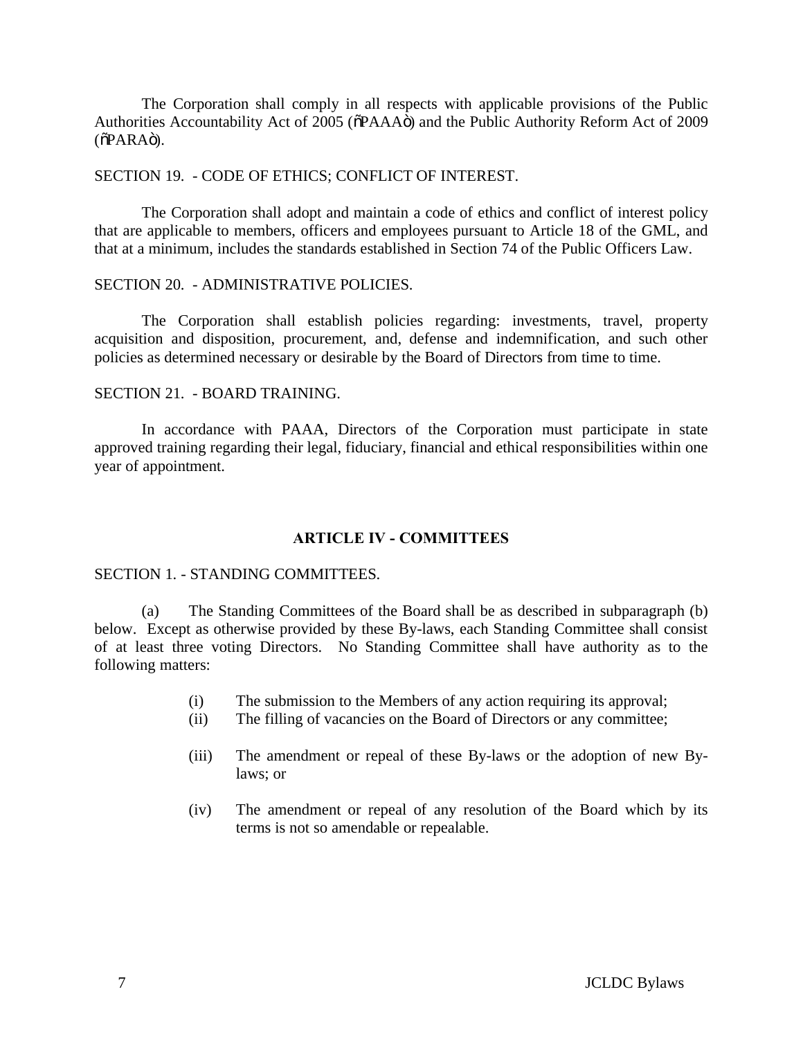The Corporation shall comply in all respects with applicable provisions of the Public Authorities Accountability Act of 2005 ("PAAA") and the Public Authority Reform Act of 2009 ("PARA").

SECTION 19. - CODE OF ETHICS; CONFLICT OF INTEREST.

The Corporation shall adopt and maintain a code of ethics and conflict of interest policy that are applicable to members, officers and employees pursuant to Article 18 of the GML, and that at a minimum, includes the standards established in Section 74 of the Public Officers Law.

SECTION 20. - ADMINISTRATIVE POLICIES.

The Corporation shall establish policies regarding: investments, travel, property acquisition and disposition, procurement, and, defense and indemnification, and such other policies as determined necessary or desirable by the Board of Directors from time to time.

SECTION 21. - BOARD TRAINING.

In accordance with PAAA, Directors of the Corporation must participate in state approved training regarding their legal, fiduciary, financial and ethical responsibilities within one year of appointment.

## ARTICLE IV - COMMITTEES

SECTION 1. - STANDING COMMITTEES.

(a) The Standing Committees of the Board shall be as described in subparagraph (b) below. Except as otherwise provided by these By-laws, each Standing Committee shall consist of at least three voting Directors. No Standing Committee shall have authority as to the following matters:

- (i) The submission to the Members of any action requiring its approval;
- (ii) The filling of vacancies on the Board of Directors or any committee;
- (iii) The amendment or repeal of these By-laws or the adoption of new By-laws; or
- (iv) The amendment or repeal of any resolution of the Board which by its terms is not so amendable or repealable.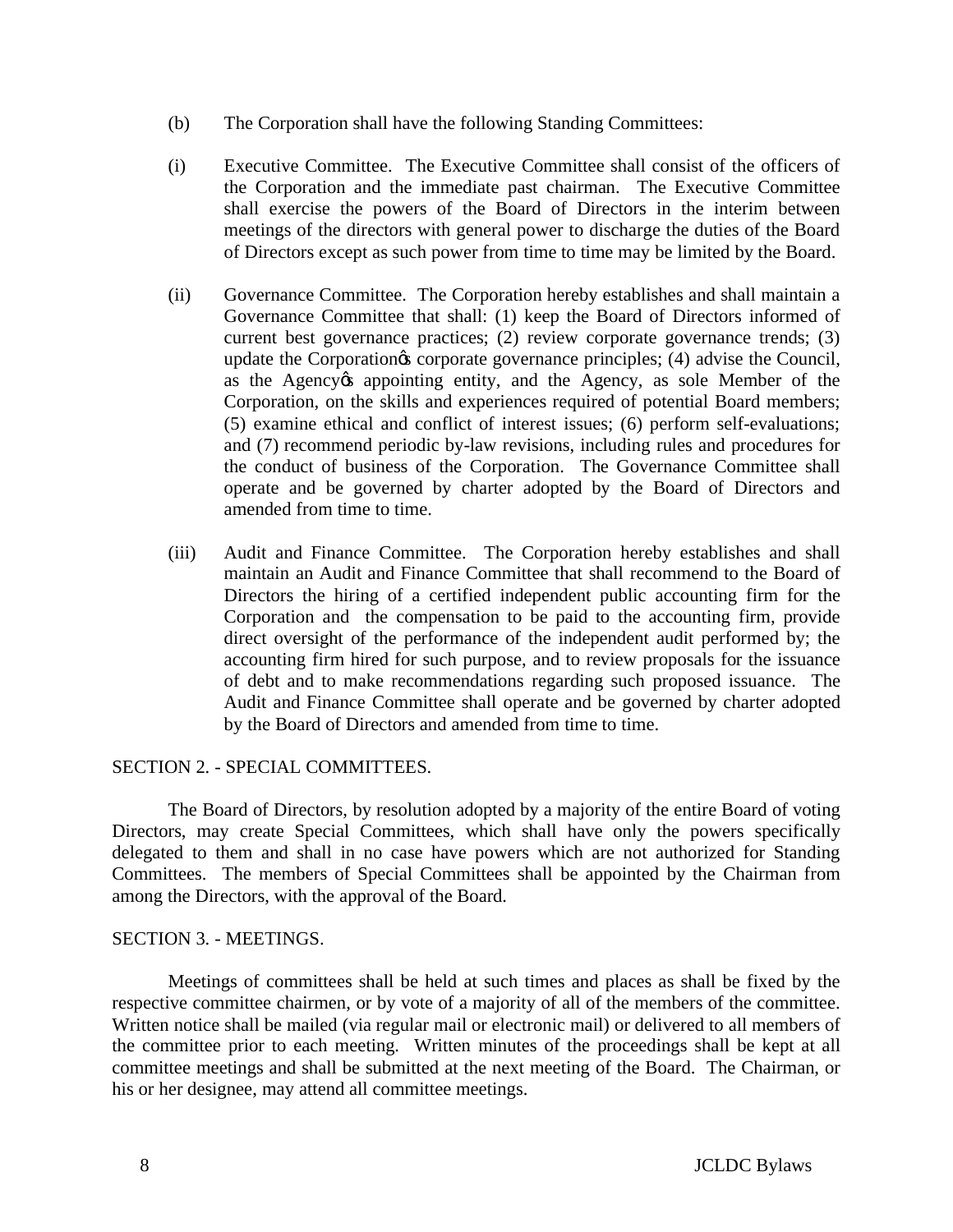(b) The Corporation shall have the following Standing Committees:

(i) Executive Committee. The Executive Committee shall consist of the officers of the Corporation and the immediate past chairman. The Executive Committee shall exercise the powers of the Board of Directors in the interim between meetings of the directors with general power to discharge the duties of the Board of Directors except as such power from time to time may be limited by the Board.

(ii) Governance Committee. The Corporation hereby establishes and shall maintain a Governance Committee that shall: (1) keep the Board of Directors informed of current best governance practices; (2) review corporate governance trends; (3) update the Corporationøs corporate governance principles; (4) advise the Council, as the Agencyøs appointing entity, and the Agency, as sole Member of the Corporation, on the skills and experiences required of potential Board members; (5) examine ethical and conflict of interest issues; (6) perform self-evaluations; and (7) recommend periodic by-law revisions, including rules and procedures for the conduct of business of the Corporation. The Governance Committee shall operate and be governed by charter adopted by the Board of Directors and amended from time to time.

(iii) Audit and Finance Committee. The Corporation hereby establishes and shall maintain an Audit and Finance Committee that shall recommend to the Board of Directors the hiring of a certified independent public accounting firm for the Corporation and the compensation to be paid to the accounting firm, provide direct oversight of the performance of the independent audit performed by; the accounting firm hired for such purpose, and to review proposals for the issuance of debt and to make recommendations regarding such proposed issuance. The Audit and Finance Committee shall operate and be governed by charter adopted by the Board of Directors and amended from time to time.

SECTION 2. - SPECIAL COMMITTEES.

The Board of Directors, by resolution adopted by a majority of the entire Board of voting Directors, may create Special Committees, which shall have only the powers specifically delegated to them and shall in no case have powers which are not authorized for Standing Committees. The members of Special Committees shall be appointed by the Chairman from among the Directors, with the approval of the Board.

SECTION 3. - MEETINGS.

Meetings of committees shall be held at such times and places as shall be fixed by the respective committee chairmen, or by vote of a majority of all of the members of the committee. Written notice shall be mailed (via regular mail or electronic mail) or delivered to all members of the committee prior to each meeting. Written minutes of the proceedings shall be kept at all committee meetings and shall be submitted at the next meeting of the Board. The Chairman, or his or her designee, may attend all committee meetings.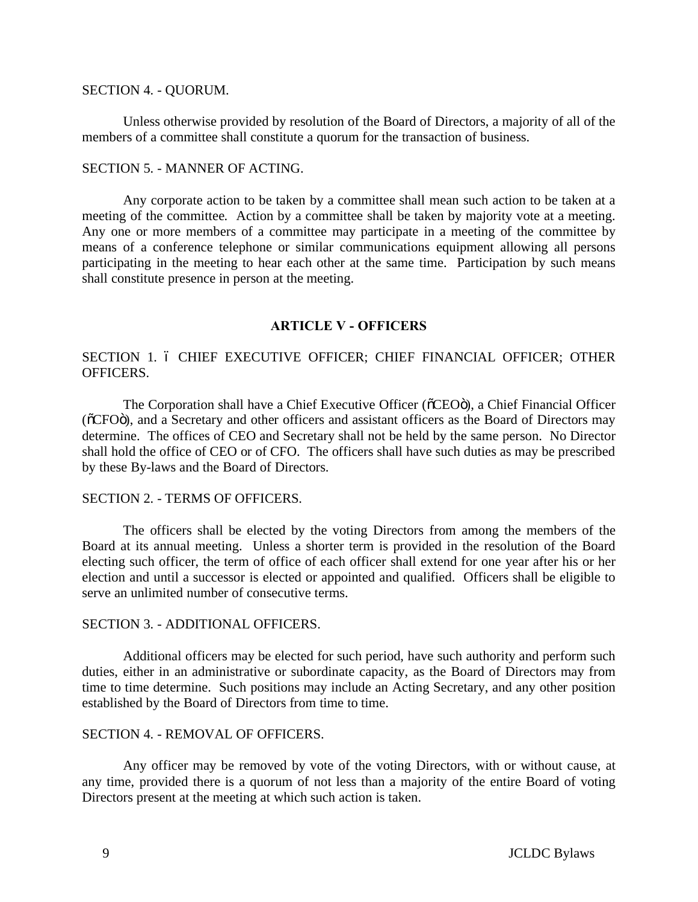SECTION 4. - QUORUM.

Unless otherwise provided by resolution of the Board of Directors, a majority of all of the members of a committee shall constitute a quorum for the transaction of business.

SECTION 5. - MANNER OF ACTING.

Any corporate action to be taken by a committee shall mean such action to be taken at a meeting of the committee. Action by a committee shall be taken by majority vote at a meeting. Any one or more members of a committee may participate in a meeting of the committee by means of a conference telephone or similar communications equipment allowing all persons participating in the meeting to hear each other at the same time. Participation by such means shall constitute presence in person at the meeting.

## ARTICLE V - OFFICERS

SECTION 1. – CHIEF EXECUTIVE OFFICER; CHIEF FINANCIAL OFFICER; OTHER OFFICERS.

The Corporation shall have a Chief Executive Officer ("CEO"), a Chief Financial Officer ("CFO"), and a Secretary and other officers and assistant officers as the Board of Directors may determine. The offices of CEO and Secretary shall not be held by the same person. No Director shall hold the office of CEO or of CFO. The officers shall have such duties as may be prescribed by these By-laws and the Board of Directors.

SECTION 2. - TERMS OF OFFICERS.

The officers shall be elected by the voting Directors from among the members of the Board at its annual meeting. Unless a shorter term is provided in the resolution of the Board electing such officer, the term of office of each officer shall extend for one year after his or her election and until a successor is elected or appointed and qualified. Officers shall be eligible to serve an unlimited number of consecutive terms.

SECTION 3. - ADDITIONAL OFFICERS.

Additional officers may be elected for such period, have such authority and perform such duties, either in an administrative or subordinate capacity, as the Board of Directors may from time to time determine. Such positions may include an Acting Secretary, and any other position established by the Board of Directors from time to time.

SECTION 4. - REMOVAL OF OFFICERS.

Any officer may be removed by vote of the voting Directors, with or without cause, at any time, provided there is a quorum of not less than a majority of the entire Board of voting Directors present at the meeting at which such action is taken.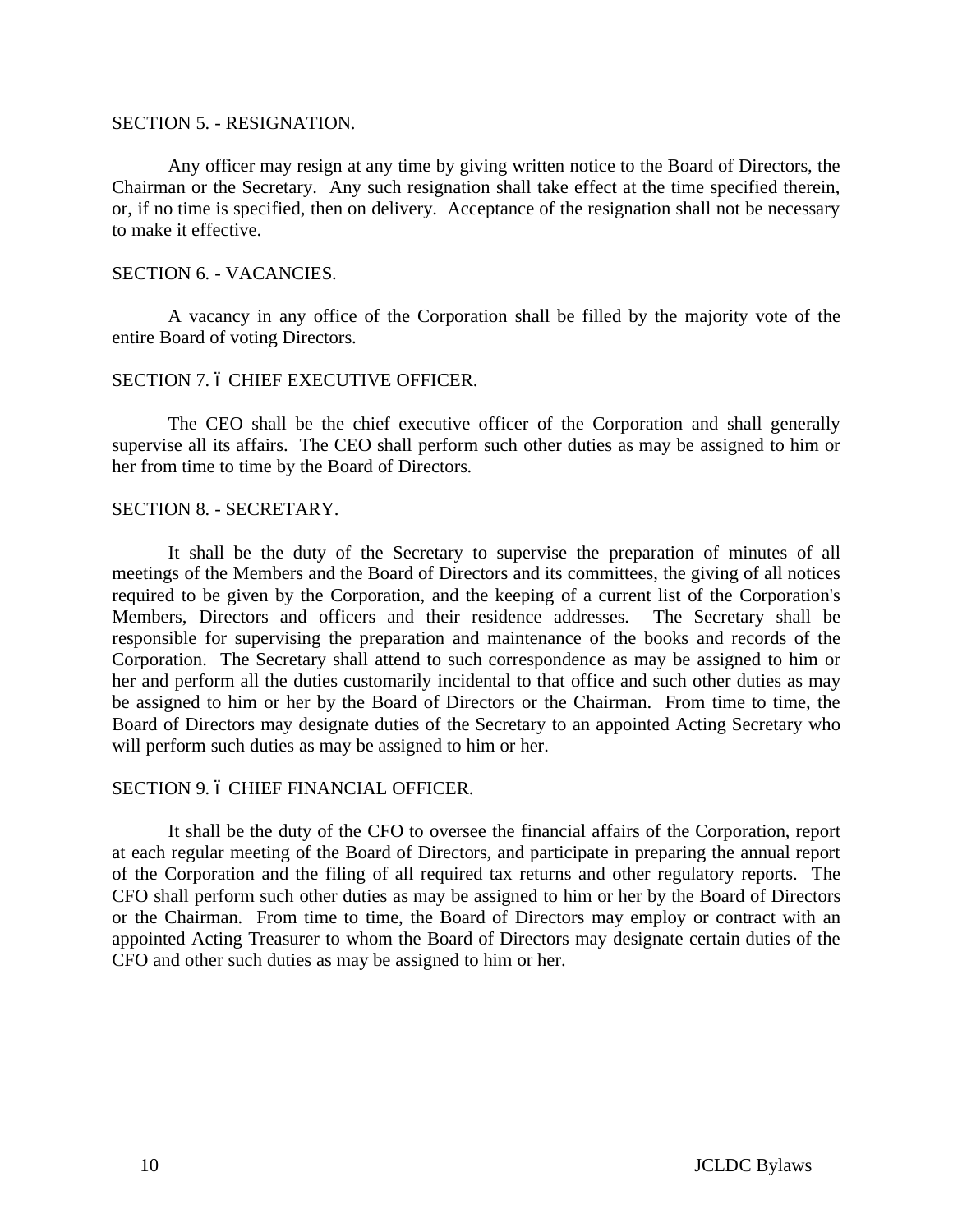SECTION 5. - RESIGNATION.

Any officer may resign at any time by giving written notice to the Board of Directors, the Chairman or the Secretary. Any such resignation shall take effect at the time specified therein, or, if no time is specified, then on delivery. Acceptance of the resignation shall not be necessary to make it effective.

SECTION 6. - VACANCIES.

A vacancy in any office of the Corporation shall be filled by the majority vote of the entire Board of voting Directors.

SECTION 7. – CHIEF EXECUTIVE OFFICER.

The CEO shall be the chief executive officer of the Corporation and shall generally supervise all its affairs. The CEO shall perform such other duties as may be assigned to him or her from time to time by the Board of Directors.

SECTION 8. - SECRETARY.

It shall be the duty of the Secretary to supervise the preparation of minutes of all meetings of the Members and the Board of Directors and its committees, the giving of all notices required to be given by the Corporation, and the keeping of a current list of the Corporation's Members, Directors and officers and their residence addresses. The Secretary shall be responsible for supervising the preparation and maintenance of the books and records of the Corporation. The Secretary shall attend to such correspondence as may be assigned to him or her and perform all the duties customarily incidental to that office and such other duties as may be assigned to him or her by the Board of Directors or the Chairman. From time to time, the Board of Directors may designate duties of the Secretary to an appointed Acting Secretary who will perform such duties as may be assigned to him or her.

SECTION 9. – CHIEF FINANCIAL OFFICER.

It shall be the duty of the CFO to oversee the financial affairs of the Corporation, report at each regular meeting of the Board of Directors, and participate in preparing the annual report of the Corporation and the filing of all required tax returns and other regulatory reports. The CFO shall perform such other duties as may be assigned to him or her by the Board of Directors or the Chairman. From time to time, the Board of Directors may employ or contract with an appointed Acting Treasurer to whom the Board of Directors may designate certain duties of the CFO and other such duties as may be assigned to him or her.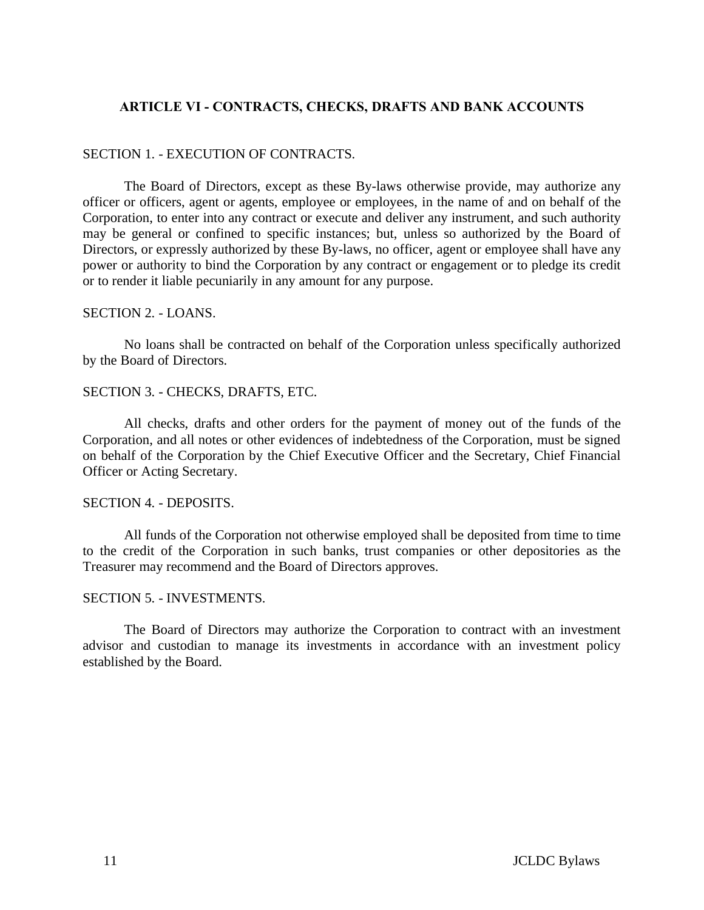## ARTICLE VI - CONTRACTS, CHECKS, DRAFTS AND BANK ACCOUNTS

SECTION 1. - EXECUTION OF CONTRACTS.

The Board of Directors, except as these By-laws otherwise provide, may authorize any officer or officers, agent or agents, employee or employees, in the name of and on behalf of the Corporation, to enter into any contract or execute and deliver any instrument, and such authority may be general or confined to specific instances; but, unless so authorized by the Board of Directors, or expressly authorized by these By-laws, no officer, agent or employee shall have any power or authority to bind the Corporation by any contract or engagement or to pledge its credit or to render it liable pecuniarily in any amount for any purpose.

SECTION 2. - LOANS.

No loans shall be contracted on behalf of the Corporation unless specifically authorized by the Board of Directors.

SECTION 3. - CHECKS, DRAFTS, ETC.

All checks, drafts and other orders for the payment of money out of the funds of the Corporation, and all notes or other evidences of indebtedness of the Corporation, must be signed on behalf of the Corporation by the Chief Executive Officer and the Secretary, Chief Financial Officer or Acting Secretary.

SECTION 4. - DEPOSITS.

All funds of the Corporation not otherwise employed shall be deposited from time to time to the credit of the Corporation in such banks, trust companies or other depositories as the Treasurer may recommend and the Board of Directors approves.

SECTION 5. - INVESTMENTS.

The Board of Directors may authorize the Corporation to contract with an investment advisor and custodian to manage its investments in accordance with an investment policy established by the Board.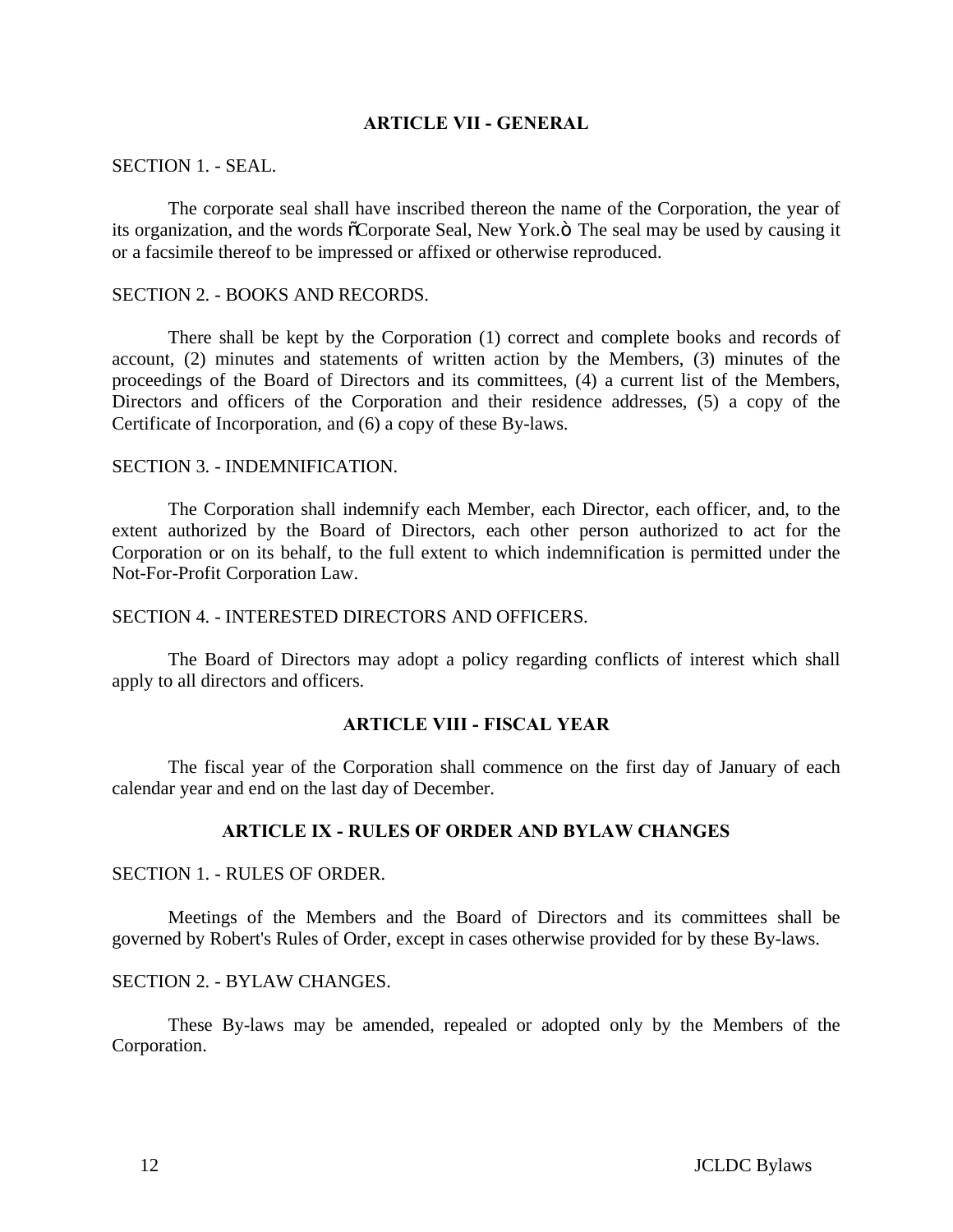## ARTICLE VII - GENERAL

SECTION 1. - SEAL.

The corporate seal shall have inscribed thereon the name of the Corporation, the year of its organization, and the words õCorporate Seal, New York.ö The seal may be used by causing it or a facsimile thereof to be impressed or affixed or otherwise reproduced.

SECTION 2. - BOOKS AND RECORDS.

There shall be kept by the Corporation (1) correct and complete books and records of account, (2) minutes and statements of written action by the Members, (3) minutes of the proceedings of the Board of Directors and its committees, (4) a current list of the Members, Directors and officers of the Corporation and their residence addresses, (5) a copy of the Certificate of Incorporation, and (6) a copy of these By-laws.

SECTION 3. - INDEMNIFICATION.

The Corporation shall indemnify each Member, each Director, each officer, and, to the extent authorized by the Board of Directors, each other person authorized to act for the Corporation or on its behalf, to the full extent to which indemnification is permitted under the Not-For-Profit Corporation Law.

SECTION 4. - INTERESTED DIRECTORS AND OFFICERS.

The Board of Directors may adopt a policy regarding conflicts of interest which shall apply to all directors and officers.

## ARTICLE VIII - FISCAL YEAR

The fiscal year of the Corporation shall commence on the first day of January of each calendar year and end on the last day of December.

## ARTICLE IX - RULES OF ORDER AND BYLAW CHANGES

SECTION 1. - RULES OF ORDER.

Meetings of the Members and the Board of Directors and its committees shall be governed by Robert's Rules of Order, except in cases otherwise provided for by these By-laws.

SECTION 2. - BYLAW CHANGES.

These By-laws may be amended, repealed or adopted only by the Members of the Corporation.